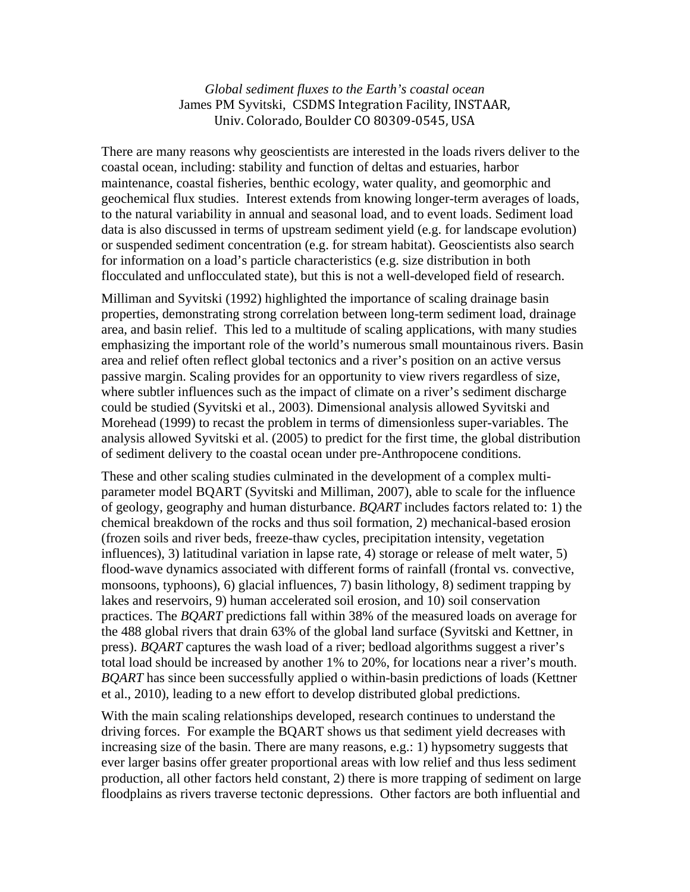*Global sediment fluxes to the Earth's coastal ocean*

James PM Syvitski, CSDMS Integration Facility, INSTAAR, Univ. Colorado, Boulder CO 80309-0545, USA

There are many reasons why geoscientists are interested in the loads rivers deliver to the coastal ocean, including: stability and function of deltas and estuaries, harbor maintenance, coastal fisheries, benthic ecology, water quality, and geomorphic and geochemical flux studies. Interest extends from knowing longer-term averages of loads, to the natural variability in annual and seasonal load, and to event loads. Sediment load data is also discussed in terms of upstream sediment yield (e.g. for landscape evolution) or suspended sediment concentration (e.g. for stream habitat). Geoscientists also search for information on a load's particle characteristics (e.g. size distribution in both flocculated and unflocculated state), but this is not a well-developed field of research.

Milliman and Syvitski (1992) highlighted the importance of scaling drainage basin properties, demonstrating strong correlation between long-term sediment load, drainage area, and basin relief. This led to a multitude of scaling applications, with many studies emphasizing the important role of the world's numerous small mountainous rivers. Basin area and relief often reflect global tectonics and a river's position on an active versus passive margin. Scaling provides for an opportunity to view rivers regardless of size, where subtler influences such as the impact of climate on a river's sediment discharge could be studied (Syvitski et al., 2003). Dimensional analysis allowed Syvitski and Morehead (1999) to recast the problem in terms of dimensionless super-variables. The analysis allowed Syvitski et al. (2005) to predict for the first time, the global distribution of sediment delivery to the coastal ocean under pre-Anthropocene conditions.

These and other scaling studies culminated in the development of a complex multi-parameter model BQART (Syvitski and Milliman, 2007), able to scale for the influence of geology, geography and human disturbance. *BQART* includes factors related to: 1) the chemical breakdown of the rocks and thus soil formation, 2) mechanical-based erosion (frozen soils and river beds, freeze-thaw cycles, precipitation intensity, vegetation influences), 3) latitudinal variation in lapse rate, 4) storage or release of melt water, 5) flood-wave dynamics associated with different forms of rainfall (frontal vs. convective, monsoons, typhoons), 6) glacial influences, 7) basin lithology, 8) sediment trapping by lakes and reservoirs, 9) human accelerated soil erosion, and 10) soil conservation practices. The *BQART* predictions fall within 38% of the measured loads on average for the 488 global rivers that drain 63% of the global land surface (Syvitski and Kettner, in press). *BQART* captures the wash load of a river; bedload algorithms suggest a river's total load should be increased by another 1% to 20%, for locations near a river's mouth. *BQART* has since been successfully applied o within-basin predictions of loads (Kettner et al., 2010), leading to a new effort to develop distributed global predictions.

With the main scaling relationships developed, research continues to understand the driving forces. For example the BQART shows us that sediment yield decreases with increasing size of the basin. There are many reasons, e.g.: 1) hypsometry suggests that ever larger basins offer greater proportional areas with low relief and thus less sediment production, all other factors held constant, 2) there is more trapping of sediment on large floodplains as rivers traverse tectonic depressions. Other factors are both influential and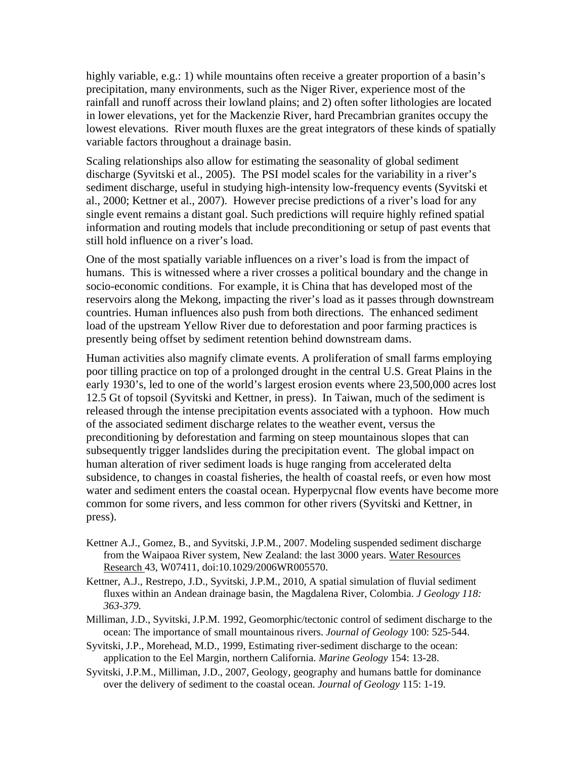highly variable, e.g.: 1) while mountains often receive a greater proportion of a basin's precipitation, many environments, such as the Niger River, experience most of the rainfall and runoff across their lowland plains; and 2) often softer lithologies are located in lower elevations, yet for the Mackenzie River, hard Precambrian granites occupy the lowest elevations. River mouth fluxes are the great integrators of these kinds of spatially variable factors throughout a drainage basin.

Scaling relationships also allow for estimating the seasonality of global sediment discharge (Syvitski et al., 2005). The PSI model scales for the variability in a river's sediment discharge, useful in studying high-intensity low-frequency events (Syvitski et al., 2000; Kettner et al., 2007). However precise predictions of a river's load for any single event remains a distant goal. Such predictions will require highly refined spatial information and routing models that include preconditioning or setup of past events that still hold influence on a river's load.

One of the most spatially variable influences on a river's load is from the impact of humans. This is witnessed where a river crosses a political boundary and the change in socio-economic conditions. For example, it is China that has developed most of the reservoirs along the Mekong, impacting the river's load as it passes through downstream countries. Human influences also push from both directions. The enhanced sediment load of the upstream Yellow River due to deforestation and poor farming practices is presently being offset by sediment retention behind downstream dams.

Human activities also magnify climate events. A proliferation of small farms employing poor tilling practice on top of a prolonged drought in the central U.S. Great Plains in the early 1930's, led to one of the world's largest erosion events where 23,500,000 acres lost 12.5 Gt of topsoil (Syvitski and Kettner, in press). In Taiwan, much of the sediment is released through the intense precipitation events associated with a typhoon. How much of the associated sediment discharge relates to the weather event, versus the preconditioning by deforestation and farming on steep mountainous slopes that can subsequently trigger landslides during the precipitation event. The global impact on human alteration of river sediment loads is huge ranging from accelerated delta subsidence, to changes in coastal fisheries, the health of coastal reefs, or even how most water and sediment enters the coastal ocean. Hyperpycnal flow events have become more common for some rivers, and less common for other rivers (Syvitski and Kettner, in press).

Kettner A.J., Gomez, B., and Syvitski, J.P.M., 2007. Modeling suspended sediment discharge from the Waipaoa River system, New Zealand: the last 3000 years. Water Resources Research 43, W07411, doi:10.1029/2006WR005570.

Kettner, A.J., Restrepo, J.D., Syvitski, J.P.M., 2010, A spatial simulation of fluvial sediment fluxes within an Andean drainage basin, the Magdalena River, Colombia. *J Geology 118: 363-379.*

Milliman, J.D., Syvitski, J.P.M. 1992, Geomorphic/tectonic control of sediment discharge to the ocean: The importance of small mountainous rivers. *Journal of Geology* 100: 525-544.

Syvitski, J.P., Morehead, M.D., 1999, Estimating river-sediment discharge to the ocean: application to the Eel Margin, northern California. *Marine Geology* 154: 13-28.

Syvitski, J.P.M., Milliman, J.D., 2007, Geology, geography and humans battle for dominance over the delivery of sediment to the coastal ocean. *Journal of Geology* 115: 1-19.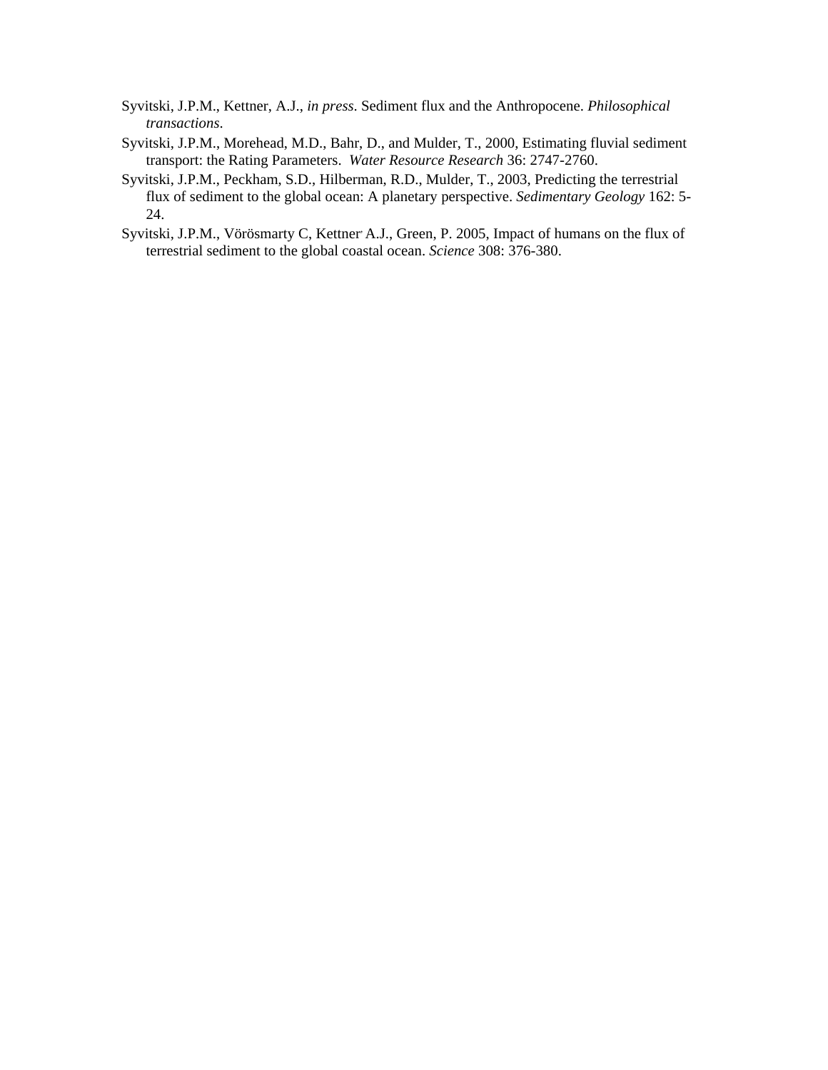Syvitski, J.P.M., Kettner, A.J., *in press*. Sediment flux and the Anthropocene. *Philosophical transactions*.

Syvitski, J.P.M., Morehead, M.D., Bahr, D., and Mulder, T., 2000, Estimating fluvial sediment transport: the Rating Parameters. *Water Resource Research* 36: 2747-2760.

Syvitski, J.P.M., Peckham, S.D., Hilberman, R.D., Mulder, T., 2003, Predicting the terrestrial flux of sediment to the global ocean: A planetary perspective. *Sedimentary Geology* 162: 5-24.

Syvitski, J.P.M., Vörösmarty C, Kettner, A.J., Green, P. 2005, Impact of humans on the flux of terrestrial sediment to the global coastal ocean. *Science* 308: 376-380.